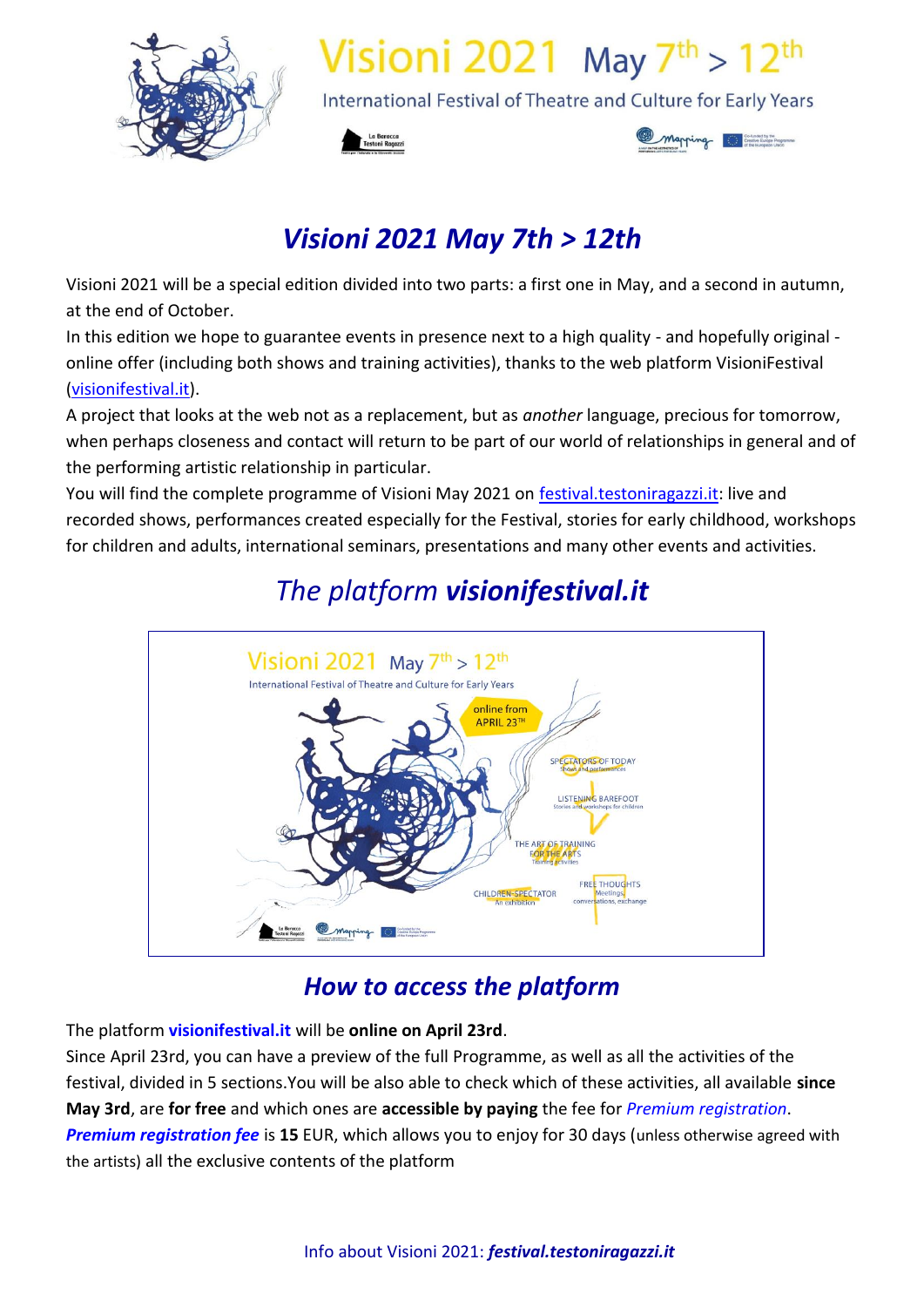Visioni 2021 May 7th > 12th

International Festival of Theatre and Culture for Early Years

# *Visioni 2021 May 7th > 12th*

Visioni 2021 will be a special edition divided into two parts: a first one in May, and a second in autumn, at the end of October.

In this edition we hope to guarantee events in presence next to a high quality - and hopefully original - online offer (including both shows and training activities), thanks to the web platform VisioniFestival (visionifestival.it).

A project that looks at the web not as a replacement, but as *another* language, precious for tomorrow, when perhaps closeness and contact will return to be part of our world of relationships in general and of the performing artistic relationship in particular.

You will find the complete programme of Visioni May 2021 on festival.testoniragazzi.it: live and recorded shows, performances created especially for the Festival, stories for early childhood, workshops for children and adults, international seminars, presentations and many other events and activities.

## *The platform* ***visionifestival.it***

## *How to access the platform*

The platform **visionifestival.it** will be **online on April 23rd**.

Since April 23rd, you can have a preview of the full Programme, as well as all the activities of the festival, divided in 5 sections.You will be also able to check which of these activities, all available **since May 3rd**, are **for free** and which ones are **accessible by paying** the fee for *Premium registration*.

***Premium registration fee*** is **15** EUR, which allows you to enjoy for 30 days (unless otherwise agreed with the artists) all the exclusive contents of the platform

Info about Visioni 2021: ***festival.testoniragazzi.it***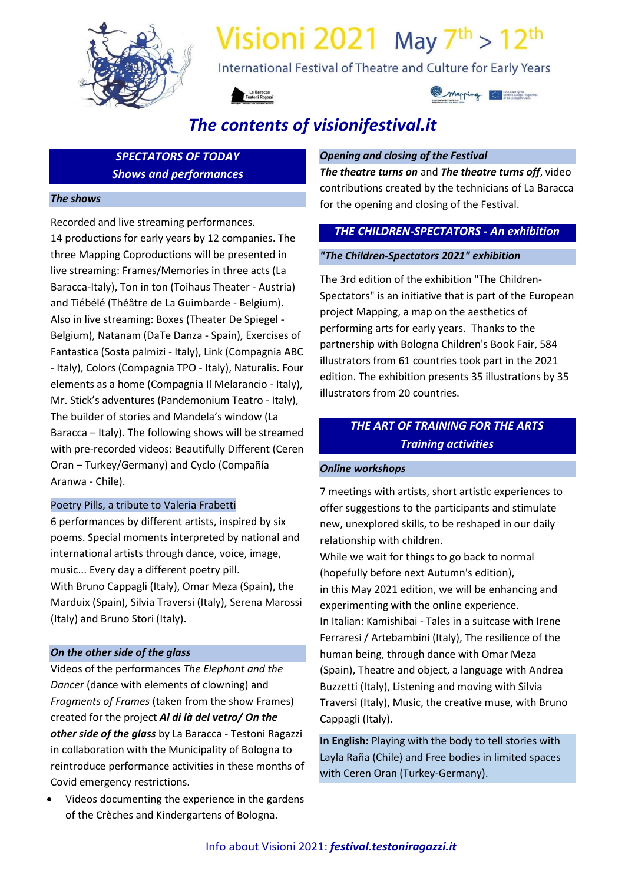# Visioni 2021 May 7th > 12th

International Festival of Theatre and Culture for Early Years

## *The contents of visionifestival.it*

## SPECTATORS OF TODAY
### *Shows and performances*

### *The shows*

Recorded and live streaming performances.
14 productions for early years by 12 companies. The three Mapping Coproductions will be presented in live streaming: Frames/Memories in three acts (La Baracca-Italy), Ton in ton (Toihaus Theater - Austria) and Tiébélé (Théâtre de La Guimbarde - Belgium). Also in live streaming: Boxes (Theater De Spiegel - Belgium), Natanam (DaTe Danza - Spain), Exercises of Fantastica (Sosta palmizi - Italy), Link (Compagnia ABC - Italy), Colors (Compagnia TPO - Italy), Naturalis. Four elements as a home (Compagnia Il Melarancio - Italy), Mr. Stick's adventures (Pandemonium Teatro - Italy), The builder of stories and Mandela's window (La Baracca – Italy). The following shows will be streamed with pre-recorded videos: Beautifully Different (Ceren Oran – Turkey/Germany) and Cyclo (Compañía Aranwa - Chile).

### Poetry Pills, a tribute to Valeria Frabetti

6 performances by different artists, inspired by six poems. Special moments interpreted by national and international artists through dance, voice, image, music... Every day a different poetry pill.
With Bruno Cappagli (Italy), Omar Meza (Spain), the Marduix (Spain), Silvia Traversi (Italy), Serena Marossi (Italy) and Bruno Stori (Italy).

### *On the other side of the glass*

Videos of the performances *The Elephant and the Dancer* (dance with elements of clowning) and *Fragments of Frames* (taken from the show Frames) created for the project ***Al di là del vetro/ On the other side of the glass*** by La Baracca - Testoni Ragazzi in collaboration with the Municipality of Bologna to reintroduce performance activities in these months of Covid emergency restrictions.

- Videos documenting the experience in the gardens of the Crèches and Kindergartens of Bologna.

### *Opening and closing of the Festival*

***The theatre turns on*** and ***The theatre turns off***, video contributions created by the technicians of La Baracca for the opening and closing of the Festival.

## *THE CHILDREN-SPECTATORS - An exhibition*

### *"The Children-Spectators 2021" exhibition*

The 3rd edition of the exhibition "The Children-Spectators" is an initiative that is part of the European project Mapping, a map on the aesthetics of performing arts for early years. Thanks to the partnership with Bologna Children's Book Fair, 584 illustrators from 61 countries took part in the 2021 edition. The exhibition presents 35 illustrations by 35 illustrators from 20 countries.

## *THE ART OF TRAINING FOR THE ARTS*
### *Training activities*

### *Online workshops*

7 meetings with artists, short artistic experiences to offer suggestions to the participants and stimulate new, unexplored skills, to be reshaped in our daily relationship with children.
While we wait for things to go back to normal (hopefully before next Autumn's edition), in this May 2021 edition, we will be enhancing and experimenting with the online experience.
In Italian: Kamishibai - Tales in a suitcase with Irene Ferraresi / Artebambini (Italy), The resilience of the human being, through dance with Omar Meza (Spain), Theatre and object, a language with Andrea Buzzetti (Italy), Listening and moving with Silvia Traversi (Italy), Music, the creative muse, with Bruno Cappagli (Italy).

**In English:** Playing with the body to tell stories with Layla Raña (Chile) and Free bodies in limited spaces with Ceren Oran (Turkey-Germany).

Info about Visioni 2021: ***festival.testoniragazzi.it***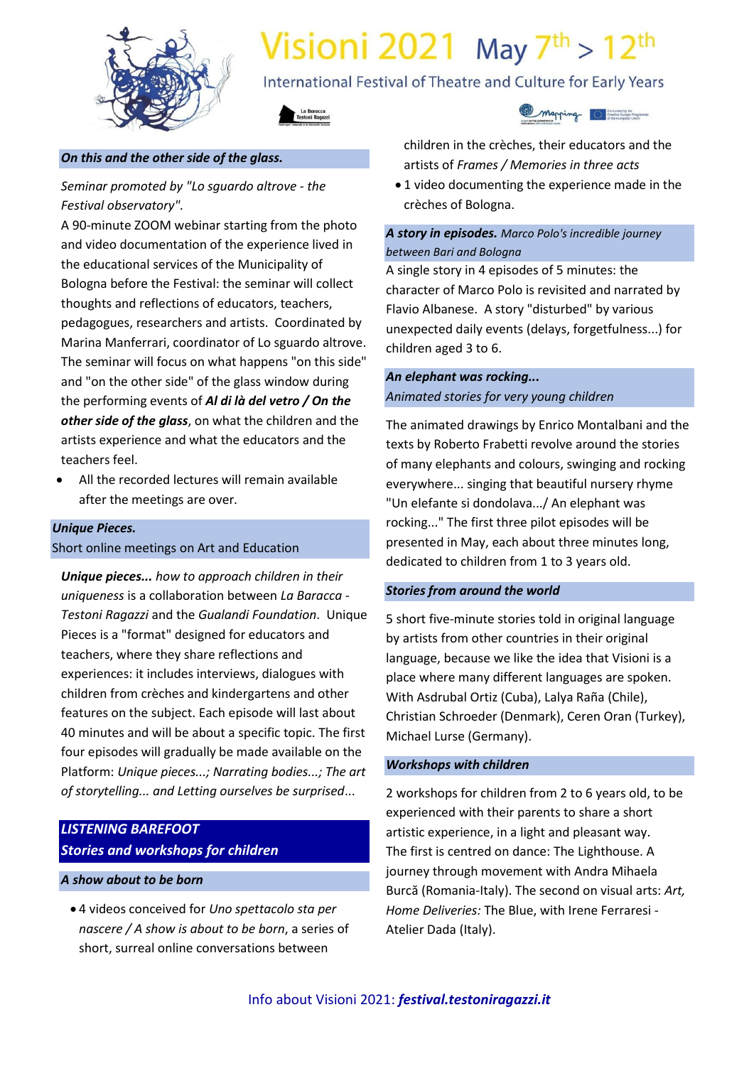# Visioni 2021 May 7th > 12th

International Festival of Theatre and Culture for Early Years

### *On this and the other side of the glass.*

*Seminar promoted by "Lo sguardo altrove - the Festival observatory".*

A 90-minute ZOOM webinar starting from the photo and video documentation of the experience lived in the educational services of the Municipality of Bologna before the Festival: the seminar will collect thoughts and reflections of educators, teachers, pedagogues, researchers and artists. Coordinated by Marina Manferrari, coordinator of Lo sguardo altrove. The seminar will focus on what happens "on this side" and "on the other side" of the glass window during the performing events of ***Al di là del vetro / On the other side of the glass***, on what the children and the artists experience and what the educators and the teachers feel.

- All the recorded lectures will remain available after the meetings are over.

### *Unique Pieces.*
Short online meetings on Art and Education

***Unique pieces...*** *how to approach children in their uniqueness* is a collaboration between *La Baracca - Testoni Ragazzi* and the *Gualandi Foundation*. Unique Pieces is a "format" designed for educators and teachers, where they share reflections and experiences: it includes interviews, dialogues with children from crèches and kindergartens and other features on the subject. Each episode will last about 40 minutes and will be about a specific topic. The first four episodes will gradually be made available on the Platform: *Unique pieces...; Narrating bodies...; The art of storytelling... and Letting ourselves be surprised*...

## *LISTENING BAREFOOT*
## *Stories and workshops for children*

### *A show about to be born*

- 4 videos conceived for *Uno spettacolo sta per nascere / A show is about to be born*, a series of short, surreal online conversations between children in the crèches, their educators and the artists of *Frames / Memories in three acts*
- 1 video documenting the experience made in the crèches of Bologna.

### *A story in episodes. Marco Polo's incredible journey between Bari and Bologna*

A single story in 4 episodes of 5 minutes: the character of Marco Polo is revisited and narrated by Flavio Albanese. A story "disturbed" by various unexpected daily events (delays, forgetfulness...) for children aged 3 to 6.

### *An elephant was rocking...*
*Animated stories for very young children*

The animated drawings by Enrico Montalbani and the texts by Roberto Frabetti revolve around the stories of many elephants and colours, swinging and rocking everywhere... singing that beautiful nursery rhyme "Un elefante si dondolava.../ An elephant was rocking..." The first three pilot episodes will be presented in May, each about three minutes long, dedicated to children from 1 to 3 years old.

### *Stories from around the world*

5 short five-minute stories told in original language by artists from other countries in their original language, because we like the idea that Visioni is a place where many different languages are spoken. With Asdrubal Ortiz (Cuba), Lalya Raña (Chile), Christian Schroeder (Denmark), Ceren Oran (Turkey), Michael Lurse (Germany).

### *Workshops with children*

2 workshops for children from 2 to 6 years old, to be experienced with their parents to share a short artistic experience, in a light and pleasant way. The first is centred on dance: The Lighthouse. A journey through movement with Andra Mihaela Burcă (Romania-Italy). The second on visual arts: *Art, Home Deliveries:* The Blue, with Irene Ferraresi - Atelier Dada (Italy).

Info about Visioni 2021: ***festival.testoniragazzi.it***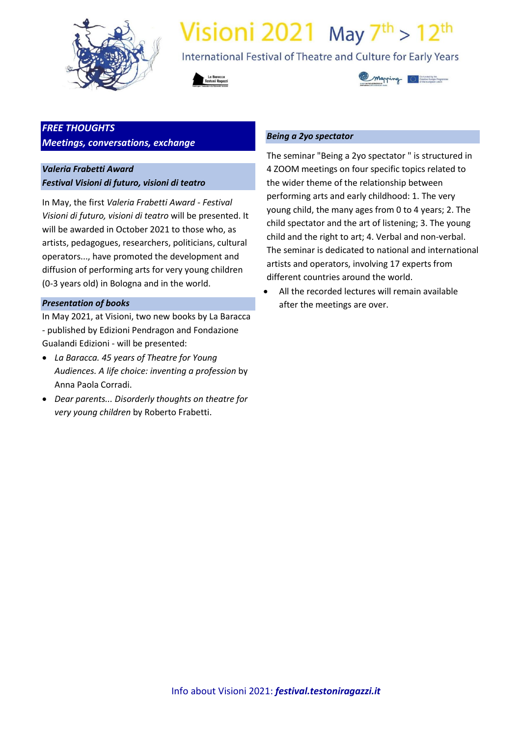## *FREE THOUGHTS*
## *Meetings, conversations, exchange*

### *Valeria Frabetti Award*
### *Festival Visioni di futuro, visioni di teatro*

In May, the first *Valeria Frabetti Award - Festival Visioni di futuro, visioni di teatro* will be presented. It will be awarded in October 2021 to those who, as artists, pedagogues, researchers, politicians, cultural operators..., have promoted the development and diffusion of performing arts for very young children (0-3 years old) in Bologna and in the world.

### *Presentation of books*

In May 2021, at Visioni, two new books by La Baracca - published by Edizioni Pendragon and Fondazione Gualandi Edizioni - will be presented:

- *La Baracca. 45 years of Theatre for Young Audiences. A life choice: inventing a profession* by Anna Paola Corradi.
- *Dear parents... Disorderly thoughts on theatre for very young children* by Roberto Frabetti.

### *Being a 2yo spectator*

The seminar "Being a 2yo spectator " is structured in 4 ZOOM meetings on four specific topics related to the wider theme of the relationship between performing arts and early childhood: 1. The very young child, the many ages from 0 to 4 years; 2. The child spectator and the art of listening; 3. The young child and the right to art; 4. Verbal and non-verbal. The seminar is dedicated to national and international artists and operators, involving 17 experts from different countries around the world.

- All the recorded lectures will remain available after the meetings are over.

Info about Visioni 2021: ***festival.testoniragazzi.it***